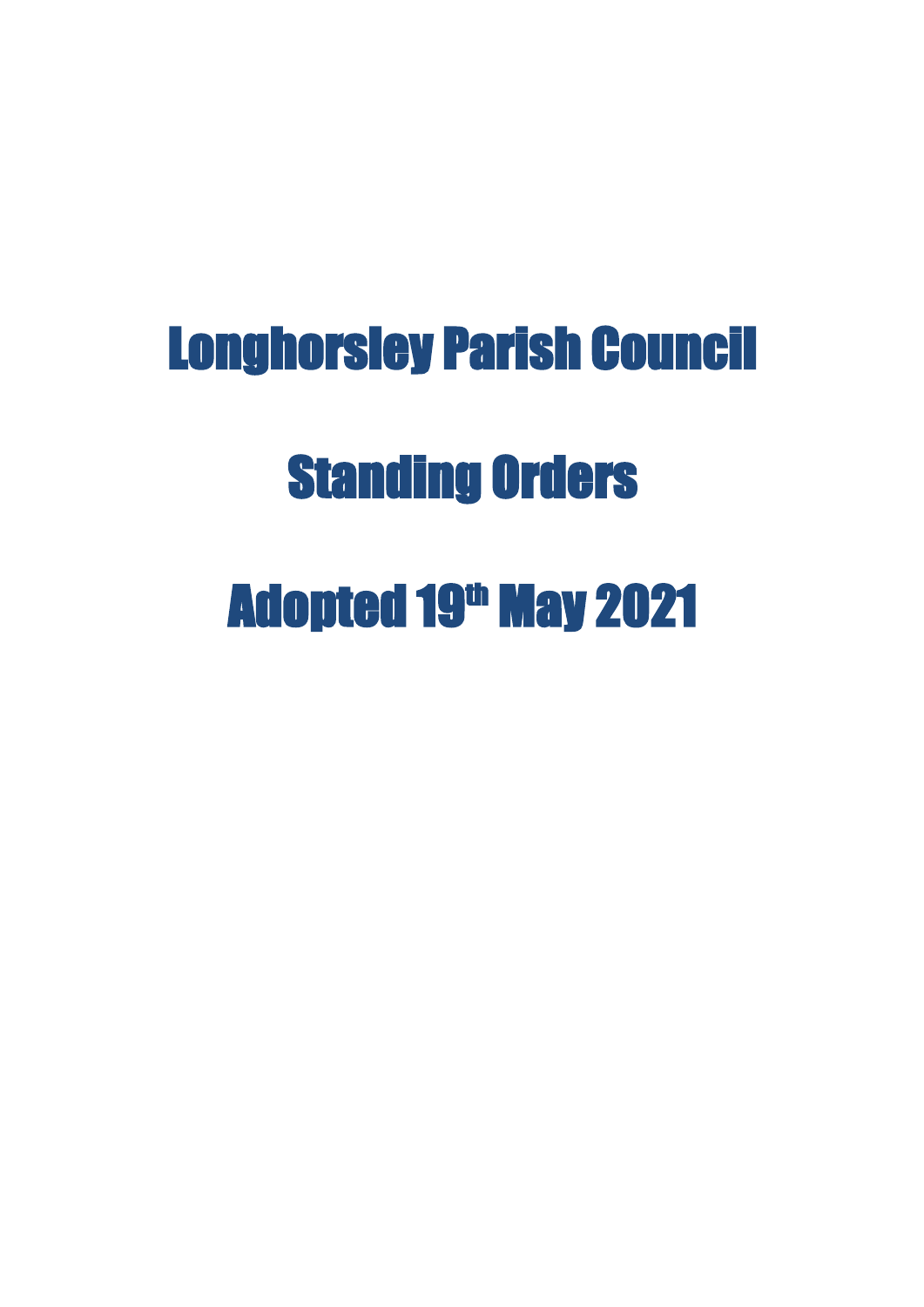# Longhorsley Parish Council

# Standing Orders

# Adopted 19th May 2021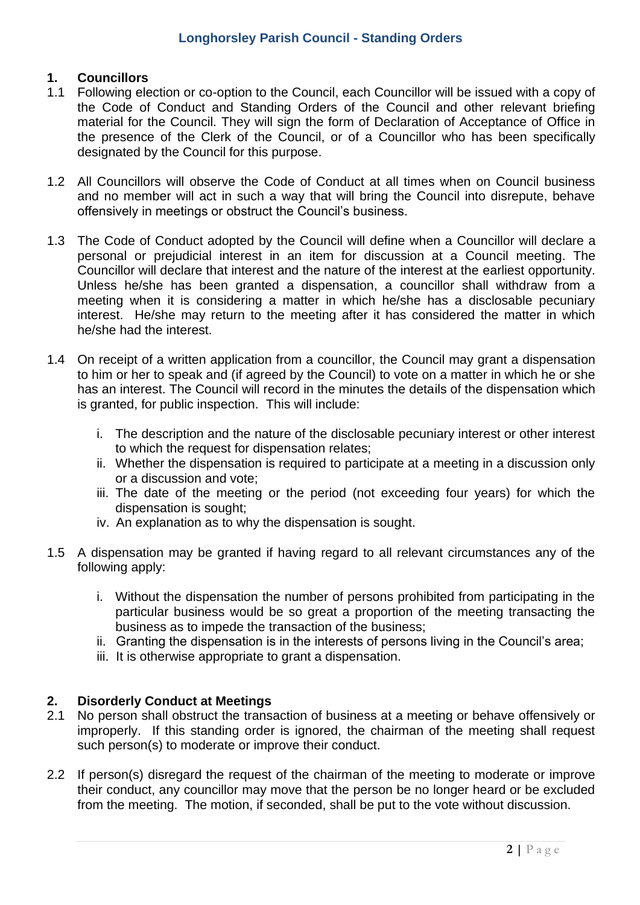## 1. Councillors

1.1 Following election or co-option to the Council, each Councillor will be issued with a copy of the Code of Conduct and Standing Orders of the Council and other relevant briefing material for the Council. They will sign the form of Declaration of Acceptance of Office in the presence of the Clerk of the Council, or of a Councillor who has been specifically designated by the Council for this purpose.

1.2 All Councillors will observe the Code of Conduct at all times when on Council business and no member will act in such a way that will bring the Council into disrepute, behave offensively in meetings or obstruct the Council's business.

1.3 The Code of Conduct adopted by the Council will define when a Councillor will declare a personal or prejudicial interest in an item for discussion at a Council meeting. The Councillor will declare that interest and the nature of the interest at the earliest opportunity. Unless he/she has been granted a dispensation, a councillor shall withdraw from a meeting when it is considering a matter in which he/she has a disclosable pecuniary interest. He/she may return to the meeting after it has considered the matter in which he/she had the interest.

1.4 On receipt of a written application from a councillor, the Council may grant a dispensation to him or her to speak and (if agreed by the Council) to vote on a matter in which he or she has an interest. The Council will record in the minutes the details of the dispensation which is granted, for public inspection. This will include:

   i. The description and the nature of the disclosable pecuniary interest or other interest to which the request for dispensation relates;
   ii. Whether the dispensation is required to participate at a meeting in a discussion only or a discussion and vote;
   iii. The date of the meeting or the period (not exceeding four years) for which the dispensation is sought;
   iv. An explanation as to why the dispensation is sought.

1.5 A dispensation may be granted if having regard to all relevant circumstances any of the following apply:

   i. Without the dispensation the number of persons prohibited from participating in the particular business would be so great a proportion of the meeting transacting the business as to impede the transaction of the business;
   ii. Granting the dispensation is in the interests of persons living in the Council's area;
   iii. It is otherwise appropriate to grant a dispensation.

## 2. Disorderly Conduct at Meetings

2.1 No person shall obstruct the transaction of business at a meeting or behave offensively or improperly. If this standing order is ignored, the chairman of the meeting shall request such person(s) to moderate or improve their conduct.

2.2 If person(s) disregard the request of the chairman of the meeting to moderate or improve their conduct, any councillor may move that the person be no longer heard or be excluded from the meeting. The motion, if seconded, shall be put to the vote without discussion.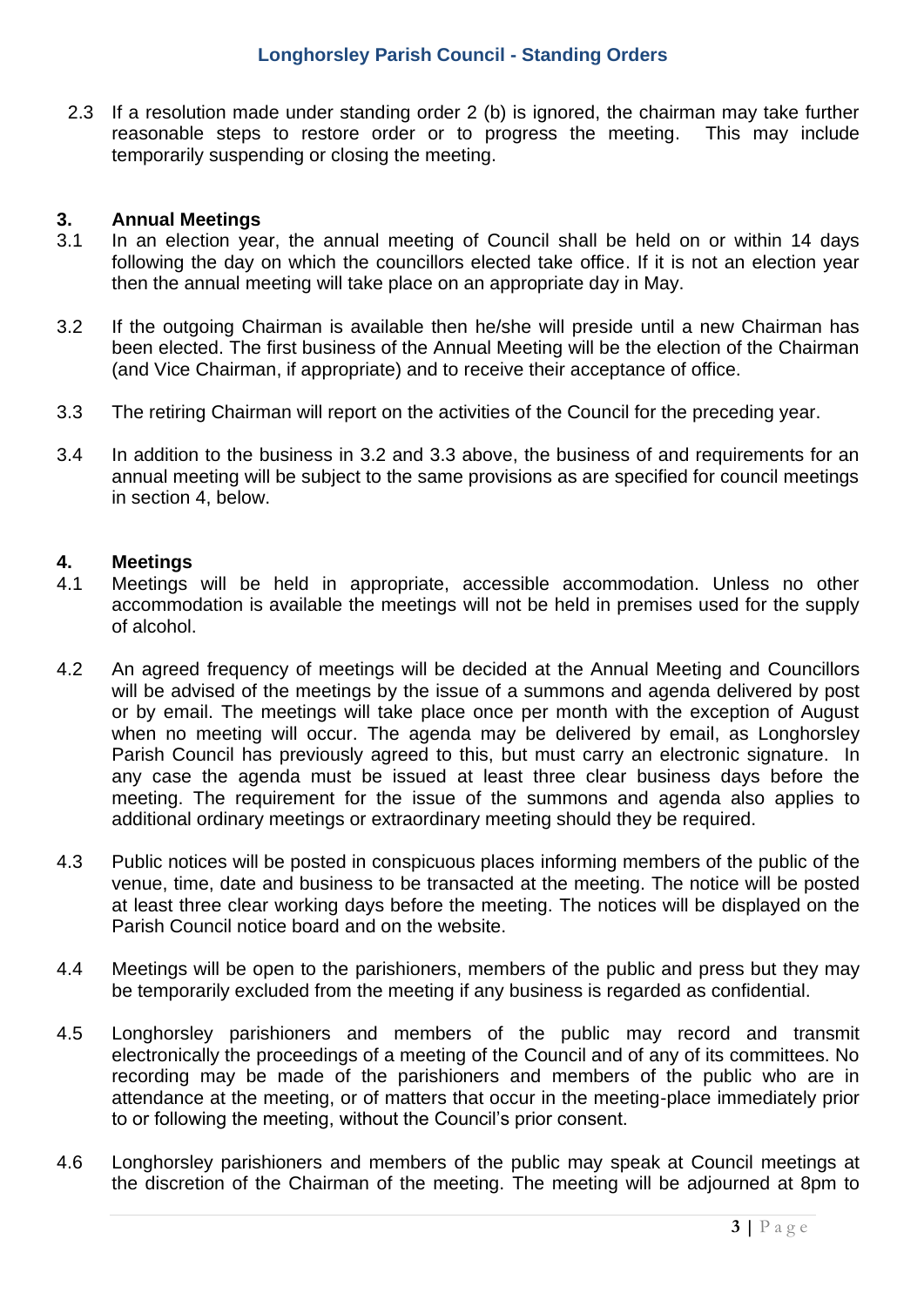2.3 If a resolution made under standing order 2 (b) is ignored, the chairman may take further reasonable steps to restore order or to progress the meeting. This may include temporarily suspending or closing the meeting.

## 3. Annual Meetings

3.1 In an election year, the annual meeting of Council shall be held on or within 14 days following the day on which the councillors elected take office. If it is not an election year then the annual meeting will take place on an appropriate day in May.

3.2 If the outgoing Chairman is available then he/she will preside until a new Chairman has been elected. The first business of the Annual Meeting will be the election of the Chairman (and Vice Chairman, if appropriate) and to receive their acceptance of office.

3.3 The retiring Chairman will report on the activities of the Council for the preceding year.

3.4 In addition to the business in 3.2 and 3.3 above, the business of and requirements for an annual meeting will be subject to the same provisions as are specified for council meetings in section 4, below.

## 4. Meetings

4.1 Meetings will be held in appropriate, accessible accommodation. Unless no other accommodation is available the meetings will not be held in premises used for the supply of alcohol.

4.2 An agreed frequency of meetings will be decided at the Annual Meeting and Councillors will be advised of the meetings by the issue of a summons and agenda delivered by post or by email. The meetings will take place once per month with the exception of August when no meeting will occur. The agenda may be delivered by email, as Longhorsley Parish Council has previously agreed to this, but must carry an electronic signature. In any case the agenda must be issued at least three clear business days before the meeting. The requirement for the issue of the summons and agenda also applies to additional ordinary meetings or extraordinary meeting should they be required.

4.3 Public notices will be posted in conspicuous places informing members of the public of the venue, time, date and business to be transacted at the meeting. The notice will be posted at least three clear working days before the meeting. The notices will be displayed on the Parish Council notice board and on the website.

4.4 Meetings will be open to the parishioners, members of the public and press but they may be temporarily excluded from the meeting if any business is regarded as confidential.

4.5 Longhorsley parishioners and members of the public may record and transmit electronically the proceedings of a meeting of the Council and of any of its committees. No recording may be made of the parishioners and members of the public who are in attendance at the meeting, or of matters that occur in the meeting-place immediately prior to or following the meeting, without the Council's prior consent.

4.6 Longhorsley parishioners and members of the public may speak at Council meetings at the discretion of the Chairman of the meeting. The meeting will be adjourned at 8pm to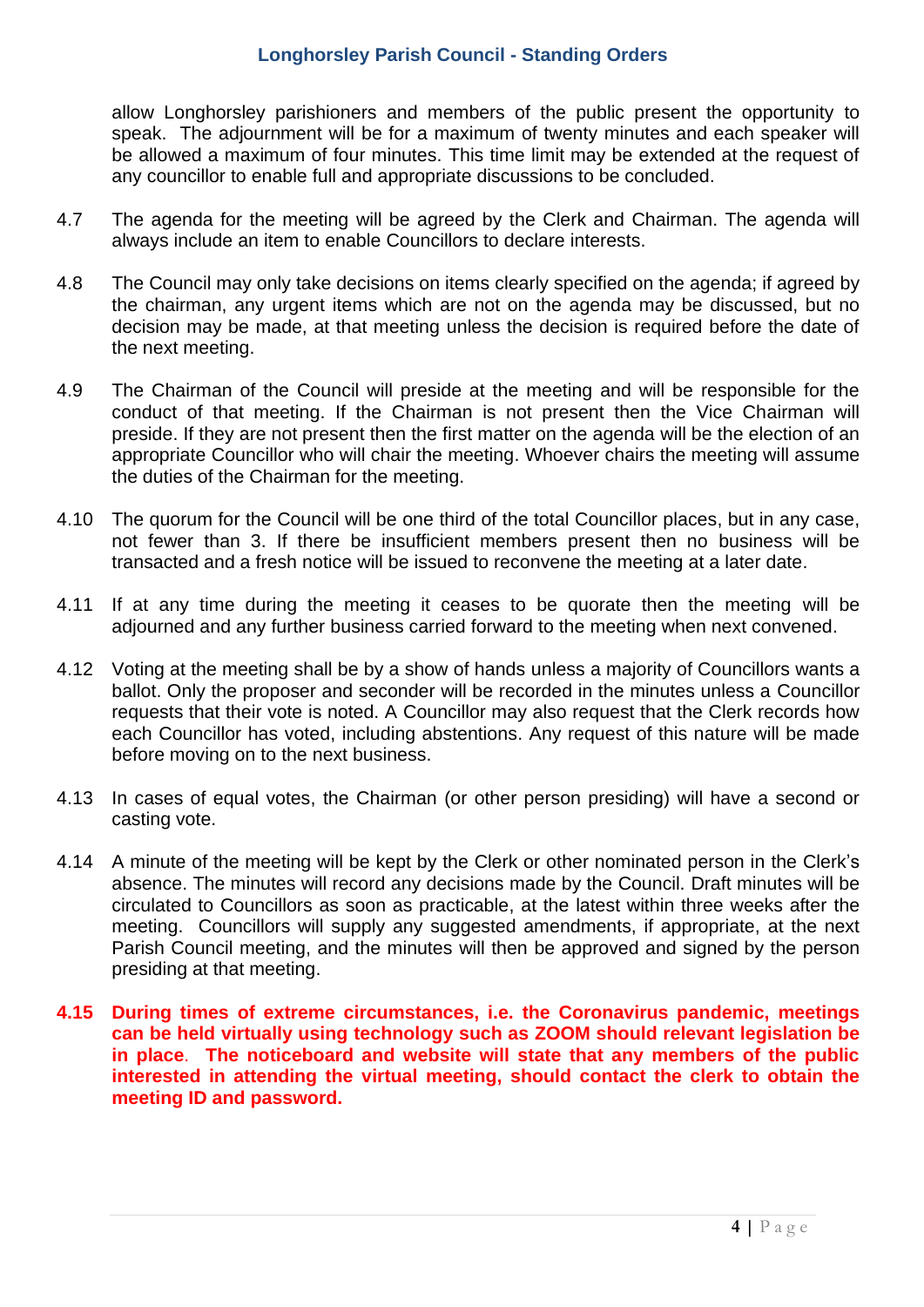allow Longhorsley parishioners and members of the public present the opportunity to speak. The adjournment will be for a maximum of twenty minutes and each speaker will be allowed a maximum of four minutes. This time limit may be extended at the request of any councillor to enable full and appropriate discussions to be concluded.

4.7 The agenda for the meeting will be agreed by the Clerk and Chairman. The agenda will always include an item to enable Councillors to declare interests.

4.8 The Council may only take decisions on items clearly specified on the agenda; if agreed by the chairman, any urgent items which are not on the agenda may be discussed, but no decision may be made, at that meeting unless the decision is required before the date of the next meeting.

4.9 The Chairman of the Council will preside at the meeting and will be responsible for the conduct of that meeting. If the Chairman is not present then the Vice Chairman will preside. If they are not present then the first matter on the agenda will be the election of an appropriate Councillor who will chair the meeting. Whoever chairs the meeting will assume the duties of the Chairman for the meeting.

4.10 The quorum for the Council will be one third of the total Councillor places, but in any case, not fewer than 3. If there be insufficient members present then no business will be transacted and a fresh notice will be issued to reconvene the meeting at a later date.

4.11 If at any time during the meeting it ceases to be quorate then the meeting will be adjourned and any further business carried forward to the meeting when next convened.

4.12 Voting at the meeting shall be by a show of hands unless a majority of Councillors wants a ballot. Only the proposer and seconder will be recorded in the minutes unless a Councillor requests that their vote is noted. A Councillor may also request that the Clerk records how each Councillor has voted, including abstentions. Any request of this nature will be made before moving on to the next business.

4.13 In cases of equal votes, the Chairman (or other person presiding) will have a second or casting vote.

4.14 A minute of the meeting will be kept by the Clerk or other nominated person in the Clerk's absence. The minutes will record any decisions made by the Council. Draft minutes will be circulated to Councillors as soon as practicable, at the latest within three weeks after the meeting. Councillors will supply any suggested amendments, if appropriate, at the next Parish Council meeting, and the minutes will then be approved and signed by the person presiding at that meeting.

**4.15 During times of extreme circumstances, i.e. the Coronavirus pandemic, meetings can be held virtually using technology such as ZOOM should relevant legislation be in place. The noticeboard and website will state that any members of the public interested in attending the virtual meeting, should contact the clerk to obtain the meeting ID and password.**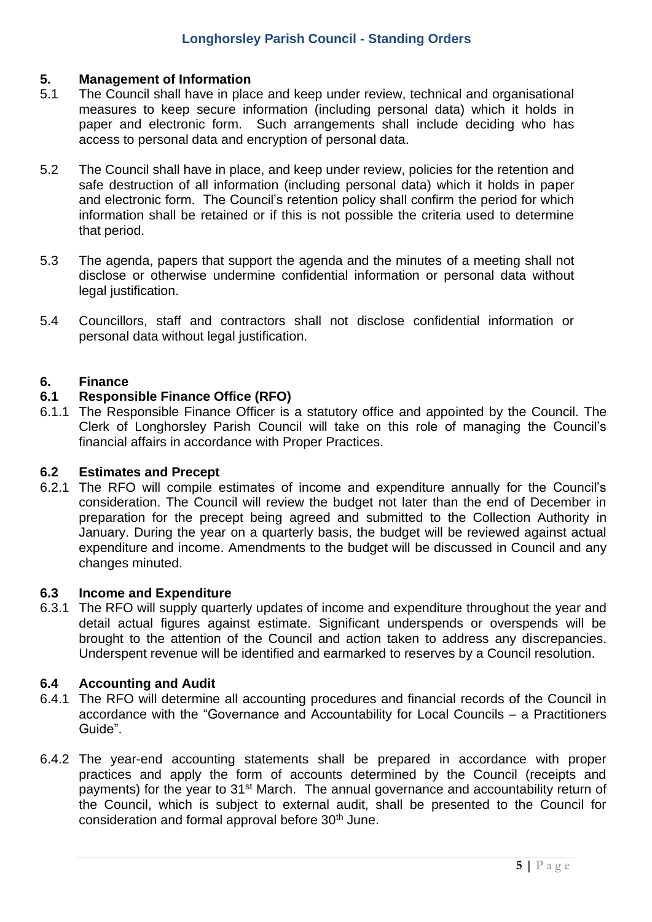## 5. Management of Information

5.1 The Council shall have in place and keep under review, technical and organisational measures to keep secure information (including personal data) which it holds in paper and electronic form. Such arrangements shall include deciding who has access to personal data and encryption of personal data.

5.2 The Council shall have in place, and keep under review, policies for the retention and safe destruction of all information (including personal data) which it holds in paper and electronic form. The Council's retention policy shall confirm the period for which information shall be retained or if this is not possible the criteria used to determine that period.

5.3 The agenda, papers that support the agenda and the minutes of a meeting shall not disclose or otherwise undermine confidential information or personal data without legal justification.

5.4 Councillors, staff and contractors shall not disclose confidential information or personal data without legal justification.

## 6. Finance

### 6.1 Responsible Finance Office (RFO)

6.1.1 The Responsible Finance Officer is a statutory office and appointed by the Council. The Clerk of Longhorsley Parish Council will take on this role of managing the Council's financial affairs in accordance with Proper Practices.

### 6.2 Estimates and Precept

6.2.1 The RFO will compile estimates of income and expenditure annually for the Council's consideration. The Council will review the budget not later than the end of December in preparation for the precept being agreed and submitted to the Collection Authority in January. During the year on a quarterly basis, the budget will be reviewed against actual expenditure and income. Amendments to the budget will be discussed in Council and any changes minuted.

### 6.3 Income and Expenditure

6.3.1 The RFO will supply quarterly updates of income and expenditure throughout the year and detail actual figures against estimate. Significant underspends or overspends will be brought to the attention of the Council and action taken to address any discrepancies. Underspent revenue will be identified and earmarked to reserves by a Council resolution.

### 6.4 Accounting and Audit

6.4.1 The RFO will determine all accounting procedures and financial records of the Council in accordance with the "Governance and Accountability for Local Councils – a Practitioners Guide".

6.4.2 The year-end accounting statements shall be prepared in accordance with proper practices and apply the form of accounts determined by the Council (receipts and payments) for the year to 31st March. The annual governance and accountability return of the Council, which is subject to external audit, shall be presented to the Council for consideration and formal approval before 30th June.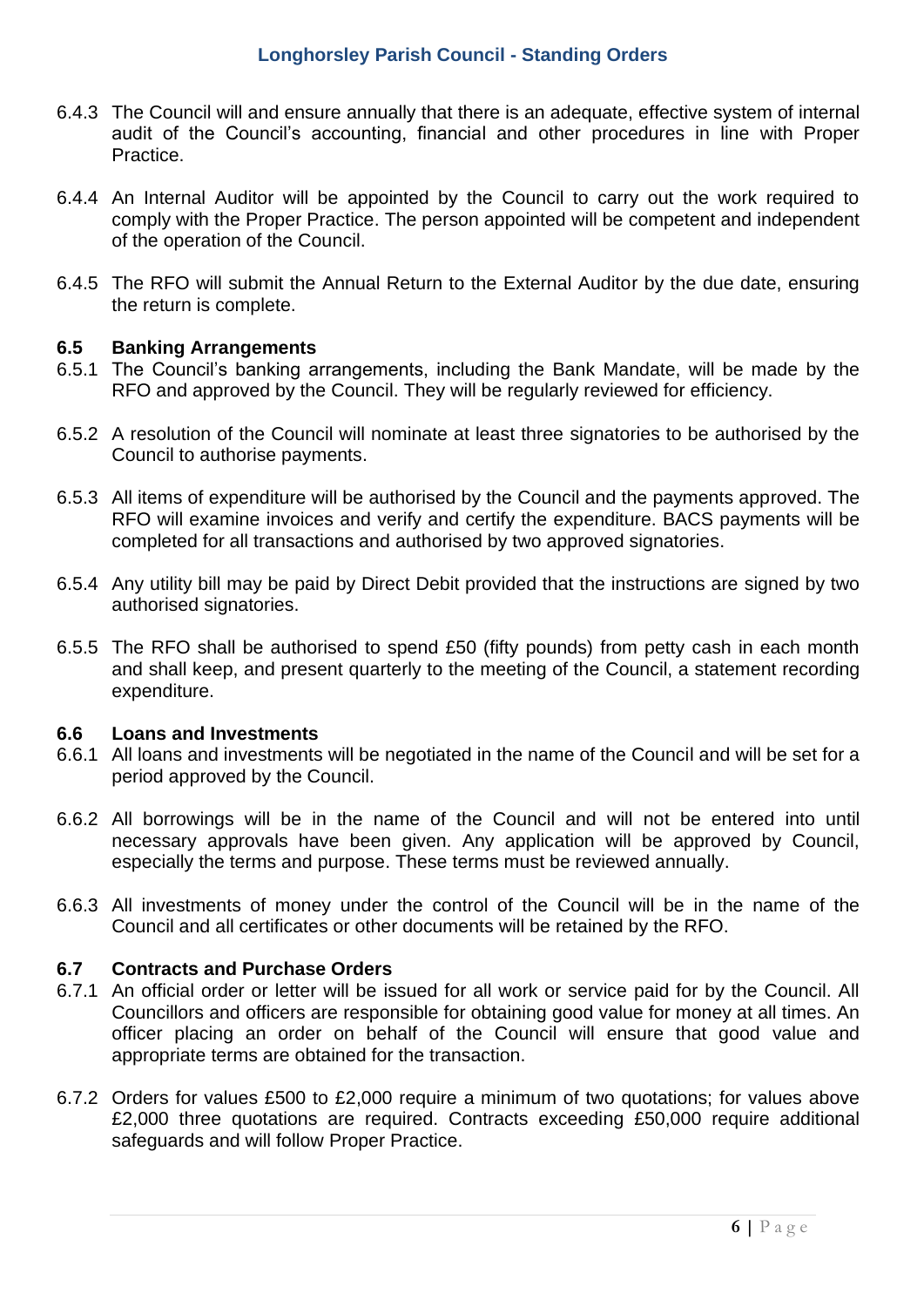6.4.3 The Council will and ensure annually that there is an adequate, effective system of internal audit of the Council's accounting, financial and other procedures in line with Proper Practice.

6.4.4 An Internal Auditor will be appointed by the Council to carry out the work required to comply with the Proper Practice. The person appointed will be competent and independent of the operation of the Council.

6.4.5 The RFO will submit the Annual Return to the External Auditor by the due date, ensuring the return is complete.

### 6.5 Banking Arrangements

6.5.1 The Council's banking arrangements, including the Bank Mandate, will be made by the RFO and approved by the Council. They will be regularly reviewed for efficiency.

6.5.2 A resolution of the Council will nominate at least three signatories to be authorised by the Council to authorise payments.

6.5.3 All items of expenditure will be authorised by the Council and the payments approved. The RFO will examine invoices and verify and certify the expenditure. BACS payments will be completed for all transactions and authorised by two approved signatories.

6.5.4 Any utility bill may be paid by Direct Debit provided that the instructions are signed by two authorised signatories.

6.5.5 The RFO shall be authorised to spend £50 (fifty pounds) from petty cash in each month and shall keep, and present quarterly to the meeting of the Council, a statement recording expenditure.

### 6.6 Loans and Investments

6.6.1 All loans and investments will be negotiated in the name of the Council and will be set for a period approved by the Council.

6.6.2 All borrowings will be in the name of the Council and will not be entered into until necessary approvals have been given. Any application will be approved by Council, especially the terms and purpose. These terms must be reviewed annually.

6.6.3 All investments of money under the control of the Council will be in the name of the Council and all certificates or other documents will be retained by the RFO.

### 6.7 Contracts and Purchase Orders

6.7.1 An official order or letter will be issued for all work or service paid for by the Council. All Councillors and officers are responsible for obtaining good value for money at all times. An officer placing an order on behalf of the Council will ensure that good value and appropriate terms are obtained for the transaction.

6.7.2 Orders for values £500 to £2,000 require a minimum of two quotations; for values above £2,000 three quotations are required. Contracts exceeding £50,000 require additional safeguards and will follow Proper Practice.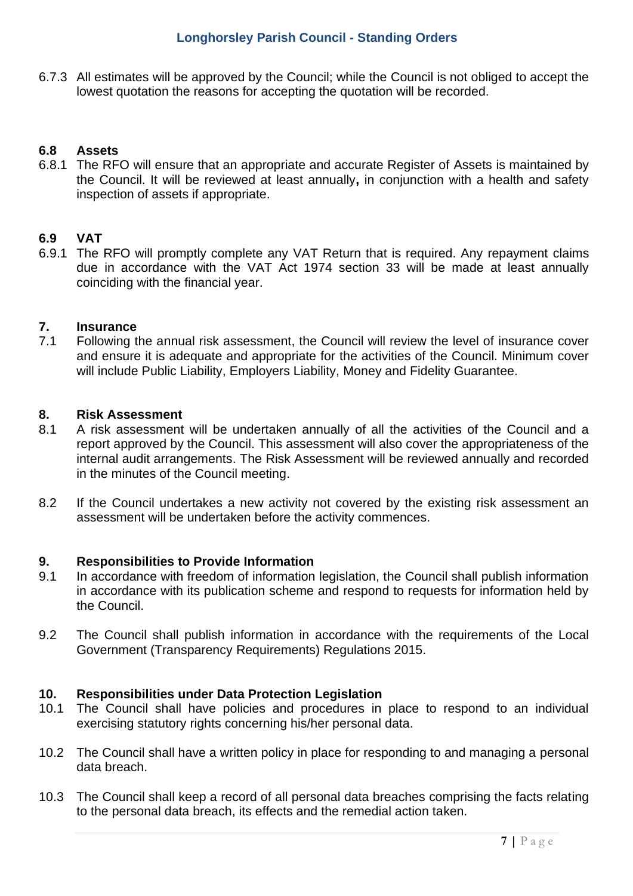6.7.3 All estimates will be approved by the Council; while the Council is not obliged to accept the lowest quotation the reasons for accepting the quotation will be recorded.

### 6.8 Assets

6.8.1 The RFO will ensure that an appropriate and accurate Register of Assets is maintained by the Council. It will be reviewed at least annually**,** in conjunction with a health and safety inspection of assets if appropriate.

### 6.9 VAT

6.9.1 The RFO will promptly complete any VAT Return that is required. Any repayment claims due in accordance with the VAT Act 1974 section 33 will be made at least annually coinciding with the financial year.

## 7. Insurance

7.1 Following the annual risk assessment, the Council will review the level of insurance cover and ensure it is adequate and appropriate for the activities of the Council. Minimum cover will include Public Liability, Employers Liability, Money and Fidelity Guarantee.

## 8. Risk Assessment

8.1 A risk assessment will be undertaken annually of all the activities of the Council and a report approved by the Council. This assessment will also cover the appropriateness of the internal audit arrangements. The Risk Assessment will be reviewed annually and recorded in the minutes of the Council meeting.

8.2 If the Council undertakes a new activity not covered by the existing risk assessment an assessment will be undertaken before the activity commences.

## 9. Responsibilities to Provide Information

9.1 In accordance with freedom of information legislation, the Council shall publish information in accordance with its publication scheme and respond to requests for information held by the Council.

9.2 The Council shall publish information in accordance with the requirements of the Local Government (Transparency Requirements) Regulations 2015.

## 10. Responsibilities under Data Protection Legislation

10.1 The Council shall have policies and procedures in place to respond to an individual exercising statutory rights concerning his/her personal data.

10.2 The Council shall have a written policy in place for responding to and managing a personal data breach.

10.3 The Council shall keep a record of all personal data breaches comprising the facts relating to the personal data breach, its effects and the remedial action taken.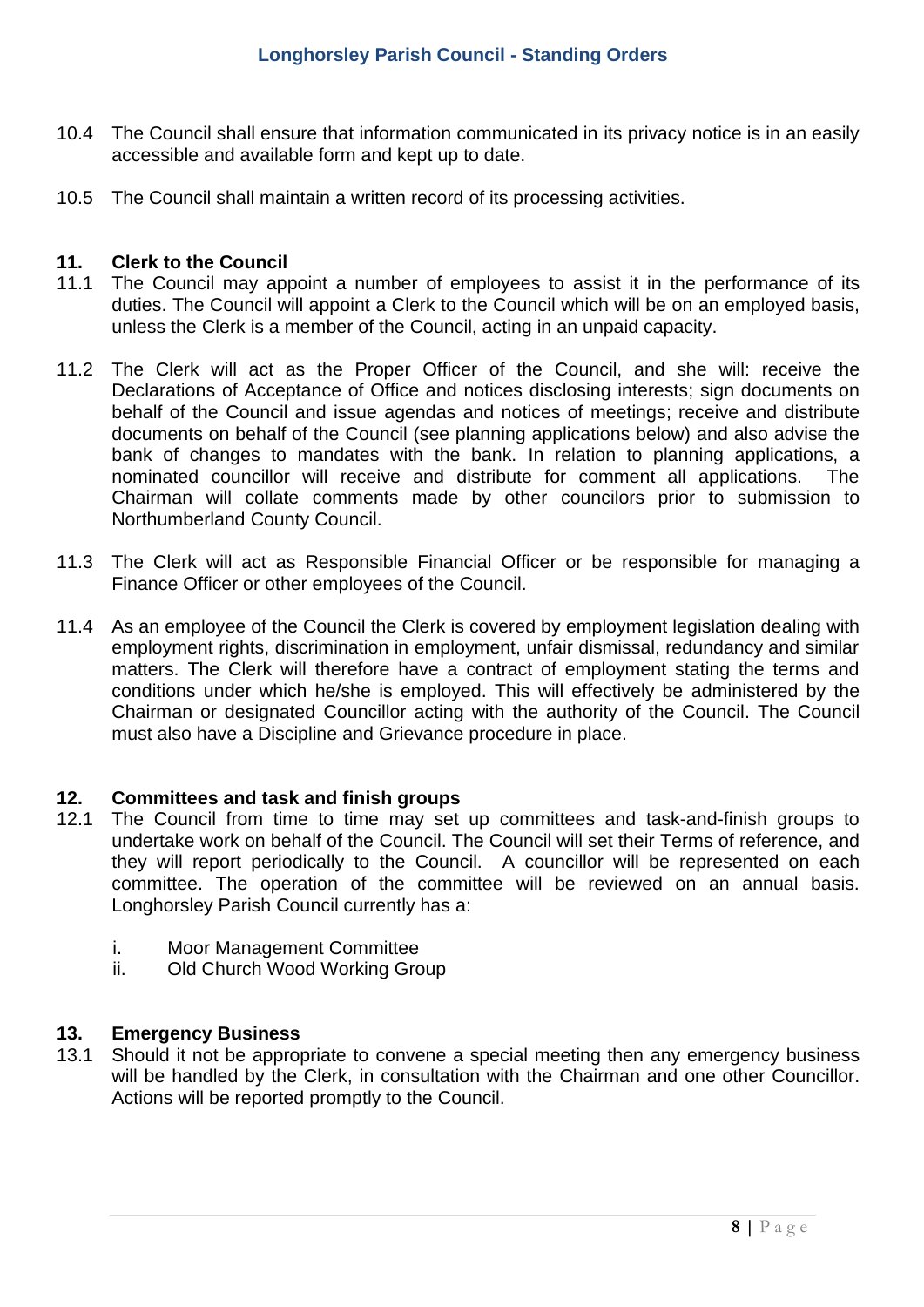10.4 The Council shall ensure that information communicated in its privacy notice is in an easily accessible and available form and kept up to date.

10.5 The Council shall maintain a written record of its processing activities.

## 11. Clerk to the Council

11.1 The Council may appoint a number of employees to assist it in the performance of its duties. The Council will appoint a Clerk to the Council which will be on an employed basis, unless the Clerk is a member of the Council, acting in an unpaid capacity.

11.2 The Clerk will act as the Proper Officer of the Council, and she will: receive the Declarations of Acceptance of Office and notices disclosing interests; sign documents on behalf of the Council and issue agendas and notices of meetings; receive and distribute documents on behalf of the Council (see planning applications below) and also advise the bank of changes to mandates with the bank. In relation to planning applications, a nominated councillor will receive and distribute for comment all applications. The Chairman will collate comments made by other councilors prior to submission to Northumberland County Council.

11.3 The Clerk will act as Responsible Financial Officer or be responsible for managing a Finance Officer or other employees of the Council.

11.4 As an employee of the Council the Clerk is covered by employment legislation dealing with employment rights, discrimination in employment, unfair dismissal, redundancy and similar matters. The Clerk will therefore have a contract of employment stating the terms and conditions under which he/she is employed. This will effectively be administered by the Chairman or designated Councillor acting with the authority of the Council. The Council must also have a Discipline and Grievance procedure in place.

## 12. Committees and task and finish groups

12.1 The Council from time to time may set up committees and task-and-finish groups to undertake work on behalf of the Council. The Council will set their Terms of reference, and they will report periodically to the Council. A councillor will be represented on each committee. The operation of the committee will be reviewed on an annual basis. Longhorsley Parish Council currently has a:

i. Moor Management Committee
ii. Old Church Wood Working Group

## 13. Emergency Business

13.1 Should it not be appropriate to convene a special meeting then any emergency business will be handled by the Clerk, in consultation with the Chairman and one other Councillor. Actions will be reported promptly to the Council.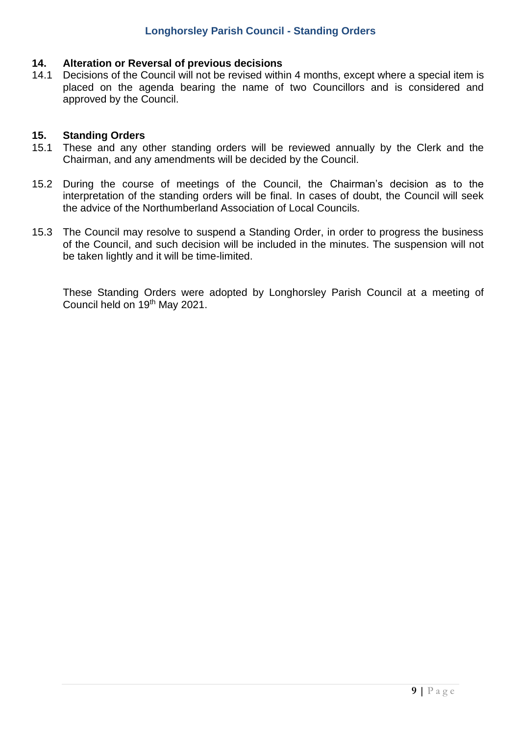## 14. Alteration or Reversal of previous decisions

14.1 Decisions of the Council will not be revised within 4 months, except where a special item is placed on the agenda bearing the name of two Councillors and is considered and approved by the Council.

## 15. Standing Orders

15.1 These and any other standing orders will be reviewed annually by the Clerk and the Chairman, and any amendments will be decided by the Council.

15.2 During the course of meetings of the Council, the Chairman's decision as to the interpretation of the standing orders will be final. In cases of doubt, the Council will seek the advice of the Northumberland Association of Local Councils.

15.3 The Council may resolve to suspend a Standing Order, in order to progress the business of the Council, and such decision will be included in the minutes. The suspension will not be taken lightly and it will be time-limited.

These Standing Orders were adopted by Longhorsley Parish Council at a meeting of Council held on 19th May 2021.